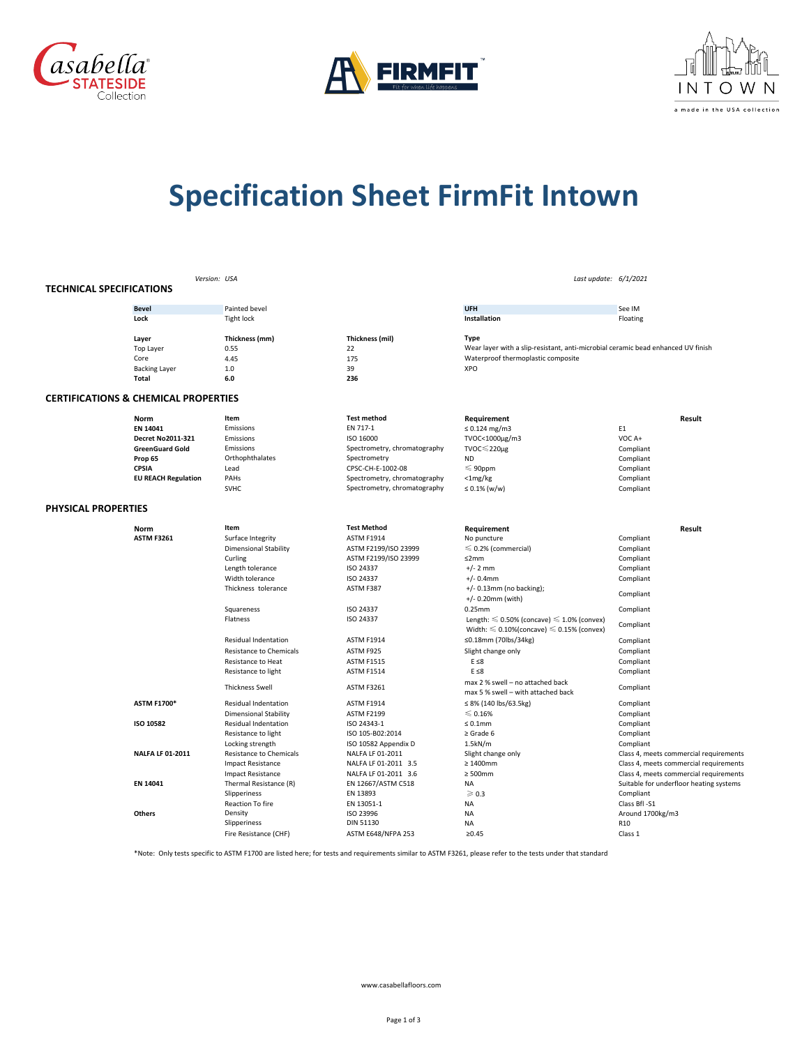# Specification Sheet FirmFit Intown

*Version:* *USA*

*Last update:* *6/1/2021*

## TECHNICAL SPECIFICATIONS

| **Bevel** | Painted bevel | | **UFH** | See IM |
|---|---|---|---|---|
| **Lock** | Tight lock | | **Installation** | Floating |

| **Layer** | **Thickness (mm)** | **Thickness (mil)** | **Type** |
|---|---|---|---|
| Top Layer | 0.55 | 22 | Wear layer with a slip-resistant, anti-microbial ceramic bead enhanced UV finish |
| Core | 4.45 | 175 | Waterproof thermoplastic composite |
| Backing Layer | 1.0 | 39 | XPO |
| **Total** | **6.0** | **236** | |

## CERTIFICATIONS & CHEMICAL PROPERTIES

| **Norm** | **Item** | **Test method** | **Requirement** | **Result** |
|---|---|---|---|---|
| **EN 14041** | Emissions | EN 717-1 | ≤ 0.124 mg/m3 | E1 |
| **Decret No2011-321** | Emissions | ISO 16000 | TVOC<1000μg/m3 | VOC A+ |
| **GreenGuard Gold** | Emissions | Spectrometry, chromatography | TVOC≤220μg | Compliant |
| **Prop 65** | Orthophthalates | Spectrometry | ND | Compliant |
| **CPSIA** | Lead | CPSC-CH-E-1002-08 | ≤ 90ppm | Compliant |
| **EU REACH Regulation** | PAHs | Spectrometry, chromatography | <1mg/kg | Compliant |
| | SVHC | Spectrometry, chromatography | ≤ 0.1% (w/w) | Compliant |

## PHYSICAL PROPERTIES

| **Norm** | **Item** | **Test Method** | **Requirement** | **Result** |
|---|---|---|---|---|
| **ASTM F3261** | Surface Integrity | ASTM F1914 | No puncture | Compliant |
| | Dimensional Stability | ASTM F2199/ISO 23999 | ≤ 0.2% (commercial) | Compliant |
| | Curling | ASTM F2199/ISO 23999 | ≤2mm | Compliant |
| | Length tolerance | ISO 24337 | +/- 2 mm | Compliant |
| | Width tolerance | ISO 24337 | +/- 0.4mm | Compliant |
| | Thickness tolerance | ASTM F387 | +/- 0.13mm (no backing); +/- 0.20mm (with) | Compliant |
| | Squareness | ISO 24337 | 0.25mm | Compliant |
| | Flatness | ISO 24337 | Length: ≤ 0.50% (concave) ≤ 1.0% (convex) Width: ≤ 0.10%(concave) ≤ 0.15% (convex) | Compliant |
| | Residual Indentation | ASTM F1914 | ≤0.18mm (70lbs/34kg) | Compliant |
| | Resistance to Chemicals | ASTM F925 | Slight change only | Compliant |
| | Resistance to Heat | ASTM F1515 | E ≤8 | Compliant |
| | Resistance to light | ASTM F1514 | E ≤8 | Compliant |
| | Thickness Swell | ASTM F3261 | max 2 % swell – no attached back max 5 % swell – with attached back | Compliant |
| **ASTM F1700*** | Residual Indentation | ASTM F1914 | ≤ 8% (140 lbs/63.5kg) | Compliant |
| | Dimensional Stability | ASTM F2199 | ≤ 0.16% | Compliant |
| **ISO 10582** | Residual Indentation | ISO 24343-1 | ≤ 0.1mm | Compliant |
| | Resistance to light | ISO 105-B02:2014 | ≥ Grade 6 | Compliant |
| | Locking strength | ISO 10582 Appendix D | 1.5kN/m | Compliant |
| **NALFA LF 01-2011** | Resistance to Chemicals | NALFA LF 01-2011 | Slight change only | Class 4, meets commercial requirements |
| | Impact Resistance | NALFA LF 01-2011 3.5 | ≥ 1400mm | Class 4, meets commercial requirements |
| | Impact Resistance | NALFA LF 01-2011 3.6 | ≥ 500mm | Class 4, meets commercial requirements |
| **EN 14041** | Thermal Resistance (R) | EN 12667/ASTM C518 | NA | Suitable for underfloor heating systems |
| | Slipperiness | EN 13893 | ≥ 0.3 | Compliant |
| | Reaction To fire | EN 13051-1 | NA | Class Bfl -S1 |
| **Others** | Density | ISO 23996 | NA | Around 1700kg/m3 |
| | Slipperiness | DIN 51130 | NA | R10 |
| | Fire Resistance (CHF) | ASTM E648/NFPA 253 | ≥0.45 | Class 1 |

*Note: Only tests specific to ASTM F1700 are listed here; for tests and requirements similar to ASTM F3261, please refer to the tests under that standard

www.casabellafloors.com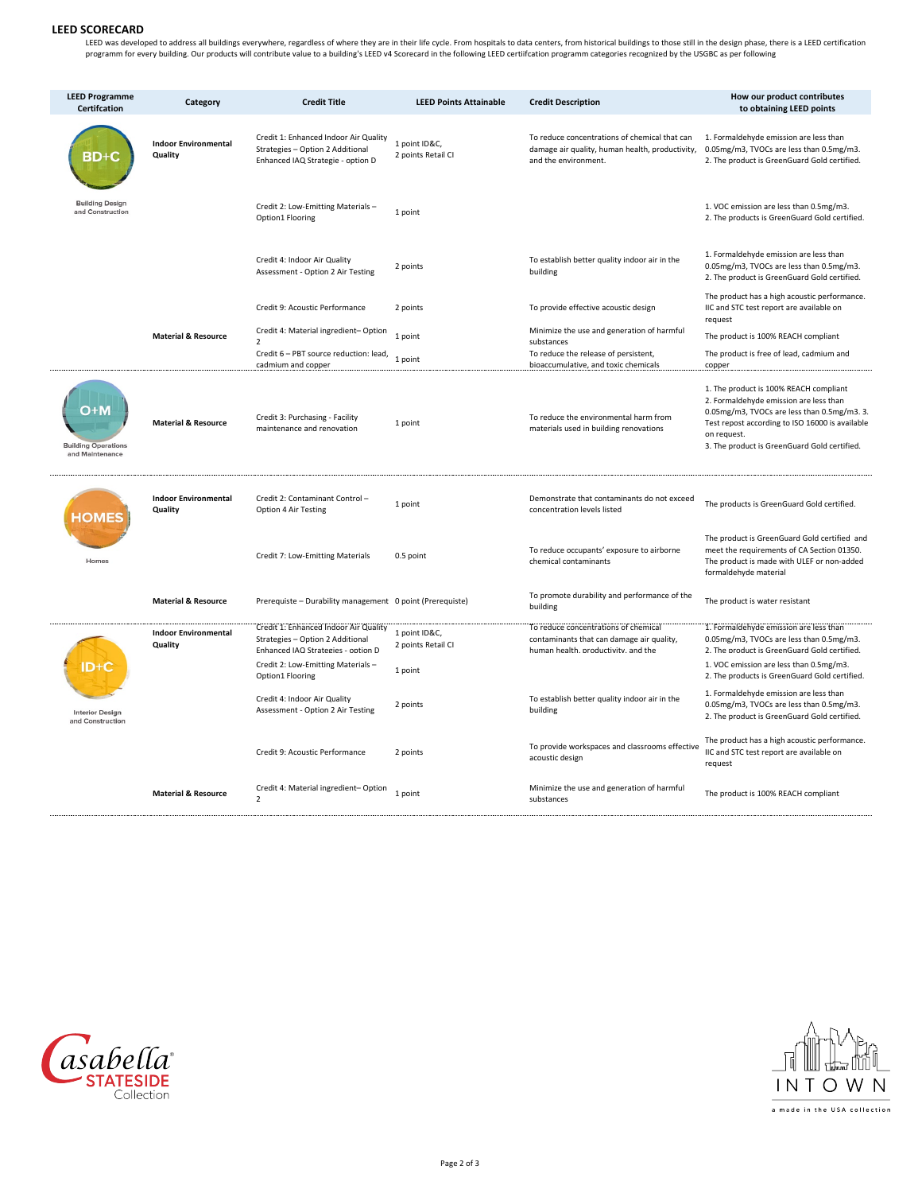## LEED SCORECARD

LEED was developed to address all buildings everywhere, regardless of where they are in their life cycle. From hospitals to data centers, from historical buildings to those still in the design phase, there is a LEED certification programm for every building. Our products will contribute value to a building's LEED v4 Scorecard in the following LEED certiifcation programm categories recognized by the USGBC as per following

| LEED Programme Certifcation | Category | Credit Title | LEED Points Attainable | Credit Description | How our product contributes to obtaining LEED points |
|---|---|---|---|---|---|
| BD+C Building Design and Construction | Indoor Environmental Quality | Credit 1: Enhanced Indoor Air Quality Strategies – Option 2 Additional Enhanced IAQ Strategie - option D | 1 point ID&C, 2 points Retail CI | To reduce concentrations of chemical that can damage air quality, human health, productivity, and the environment. | 1. Formaldehyde emission are less than 0.05mg/m3, TVOCs are less than 0.5mg/m3. 2. The product is GreenGuard Gold certified. |
| | | Credit 2: Low-Emitting Materials – Option1 Flooring | 1 point | | 1. VOC emission are less than 0.5mg/m3. 2. The products is GreenGuard Gold certified. |
| | | Credit 4: Indoor Air Quality Assessment - Option 2 Air Testing | 2 points | To establish better quality indoor air in the building | 1. Formaldehyde emission are less than 0.05mg/m3, TVOCs are less than 0.5mg/m3. 2. The product is GreenGuard Gold certified. |
| | | Credit 9: Acoustic Performance | 2 points | To provide effective acoustic design | The product has a high acoustic performance. IIC and STC test report are available on request |
| | Material & Resource | Credit 4: Material ingredient– Option 2 | 1 point | Minimize the use and generation of harmful substances | The product is 100% REACH compliant |
| | | Credit 6 – PBT source reduction: lead, cadmium and copper | 1 point | To reduce the release of persistent, bioaccumulative, and toxic chemicals | The product is free of lead, cadmium and copper |
| O+M Building Operations and Maintenance | Material & Resource | Credit 3: Purchasing - Facility maintenance and renovation | 1 point | To reduce the environmental harm from materials used in building renovations | 1. The product is 100% REACH compliant 2. Formaldehyde emission are less than 0.05mg/m3, TVOCs are less than 0.5mg/m3. 3. Test repost according to ISO 16000 is available on request. 3. The product is GreenGuard Gold certified. |
| HOMES Homes | Indoor Environmental Quality | Credit 2: Contaminant Control – Option 4 Air Testing | 1 point | Demonstrate that contaminants do not exceed concentration levels listed | The products is GreenGuard Gold certified. |
| | | Credit 7: Low-Emitting Materials | 0.5 point | To reduce occupants' exposure to airborne chemical contaminants | The product is GreenGuard Gold certified and meet the requirements of CA Section 01350. The product is made with ULEF or non-added formaldehyde material |
| | Material & Resource | Prerequiste – Durability management | 0 point (Prerequiste) | To promote durability and performance of the building | The product is water resistant |
| ID+C Interior Design and Construction | Indoor Environmental Quality | Credit 1: Enhanced Indoor Air Quality Strategies – Option 2 Additional Enhanced IAQ Strategies - option D | 1 point ID&C, 2 points Retail CI | To reduce concentrations of chemical contaminants that can damage air quality, human health, productivity, and the | 1. Formaldehyde emission are less than 0.05mg/m3, TVOCs are less than 0.5mg/m3. 2. The product is GreenGuard Gold certified. |
| | | Credit 2: Low-Emitting Materials – Option1 Flooring | 1 point | | 1. VOC emission are less than 0.5mg/m3. 2. The products is GreenGuard Gold certified. |
| | | Credit 4: Indoor Air Quality Assessment - Option 2 Air Testing | 2 points | To establish better quality indoor air in the building | 1. Formaldehyde emission are less than 0.05mg/m3, TVOCs are less than 0.5mg/m3. 2. The product is GreenGuard Gold certified. |
| | | Credit 9: Acoustic Performance | 2 points | To provide workspaces and classrooms effective acoustic design | The product has a high acoustic performance. IIC and STC test report are available on request |
| | Material & Resource | Credit 4: Material ingredient– Option 2 | 1 point | Minimize the use and generation of harmful substances | The product is 100% REACH compliant |

Casabella STATESIDE Collection

INTOWN a made in the USA collection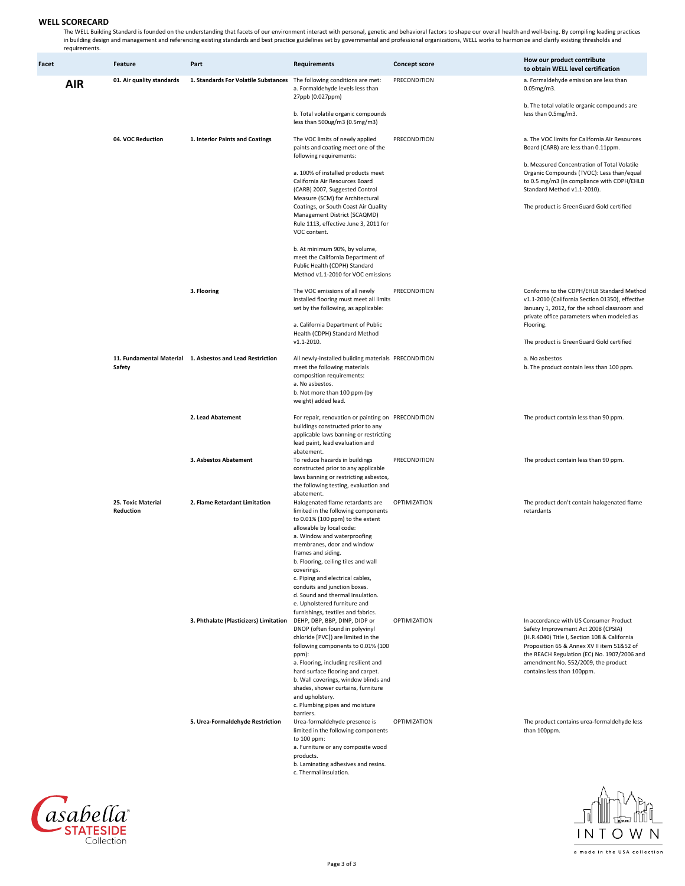## WELL SCORECARD

The WELL Building Standard is founded on the understanding that facets of our environment interact with personal, genetic and behavioral factors to shape our overall health and well-being. By compiling leading practices in building design and management and referencing existing standards and best practice guidelines set by governmental and professional organizations, WELL works to harmonize and clarify existing thresholds and requirements.

| Facet | Feature | Part | Requirements | Concept score | How our product contribute to obtain WELL level certification |
|---|---|---|---|---|---|
| **AIR** | **01. Air quality standards** | **1. Standards For Volatile Substances** | The following conditions are met:<br>a. Formaldehyde levels less than 27ppb (0.027ppm)<br><br>b. Total volatile organic compounds less than 500ug/m3 (0.5mg/m3) | PRECONDITION | a. Formaldehyde emission are less than 0.05mg/m3.<br><br>b. The total volatile organic compounds are less than 0.5mg/m3. |
| | **04. VOC Reduction** | **1. Interior Paints and Coatings** | The VOC limits of newly applied paints and coating meet one of the following requirements:<br><br>a. 100% of installed products meet California Air Resources Board (CARB) 2007, Suggested Control Measure (SCM) for Architectural Coatings, or South Coast Air Quality Management District (SCAQMD) Rule 1113, effective June 3, 2011 for VOC content.<br><br>b. At minimum 90%, by volume, meet the California Department of Public Health (CDPH) Standard Method v1.1-2010 for VOC emissions | PRECONDITION | a. The VOC limits for California Air Resources Board (CARB) are less than 0.11ppm.<br><br>b. Measured Concentration of Total Volatile Organic Compounds (TVOC): Less than/equal to 0.5 mg/m3 (in compliance with CDPH/EHLB Standard Method v1.1-2010).<br><br>The product is GreenGuard Gold certified |
| | | **3. Flooring** | The VOC emissions of all newly installed flooring must meet all limits set by the following, as applicable:<br><br>a. California Department of Public Health (CDPH) Standard Method v1.1-2010. | PRECONDITION | Conforms to the CDPH/EHLB Standard Method v1.1-2010 (California Section 01350), effective January 1, 2012, for the school classroom and private office parameters when modeled as Flooring.<br><br>The product is GreenGuard Gold certified |
| | **11. Fundamental Material Safety** | **1. Asbestos and Lead Restriction** | All newly-installed building materials meet the following materials composition requirements:<br>a. No asbestos.<br>b. Not more than 100 ppm (by weight) added lead. | PRECONDITION | a. No asbestos<br>b. The product contain less than 100 ppm. |
| | | **2. Lead Abatement** | For repair, renovation or painting on buildings constructed prior to any applicable laws banning or restricting lead paint, lead evaluation and abatement. | PRECONDITION | The product contain less than 90 ppm. |
| | | **3. Asbestos Abatement** | To reduce hazards in buildings constructed prior to any applicable laws banning or restricting asbestos, the following testing, evaluation and abatement. | PRECONDITION | The product contain less than 90 ppm. |
| | **25. Toxic Material Reduction** | **2. Flame Retardant Limitation** | Halogenated flame retardants are limited in the following components to 0.01% (100 ppm) to the extent allowable by local code:<br>a. Window and waterproofing membranes, door and window frames and siding.<br>b. Flooring, ceiling tiles and wall coverings.<br>c. Piping and electrical cables, conduits and junction boxes.<br>d. Sound and thermal insulation.<br>e. Upholstered furniture and furnishings, textiles and fabrics. | OPTIMIZATION | The product don't contain halogenated flame retardants |
| | | **3. Phthalate (Plasticizers) Limitation** | DEHP, DBP, BBP, DINP, DIDP or DNOP (often found in polyvinyl chloride [PVC]) are limited in the following components to 0.01% (100 ppm):<br>a. Flooring, including resilient and hard surface flooring and carpet.<br>b. Wall coverings, window blinds and shades, shower curtains, furniture and upholstery.<br>c. Plumbing pipes and moisture barriers. | OPTIMIZATION | In accordance with US Consumer Product Safety Improvement Act 2008 (CPSIA) (H.R.4040) Title I, Section 108 & California Proposition 65 & Annex XV II item 51&52 of the REACH Regulation (EC) No. 1907/2006 and amendment No. 552/2009, the product contains less than 100ppm. |
| | | **5. Urea-Formaldehyde Restriction** | Urea-formaldehyde presence is limited in the following components to 100 ppm:<br>a. Furniture or any composite wood products.<br>b. Laminating adhesives and resins.<br>c. Thermal insulation. | OPTIMIZATION | The product contains urea-formaldehyde less than 100ppm. |

Casabella® STATESIDE Collection

INTOWN
a made in the USA collection